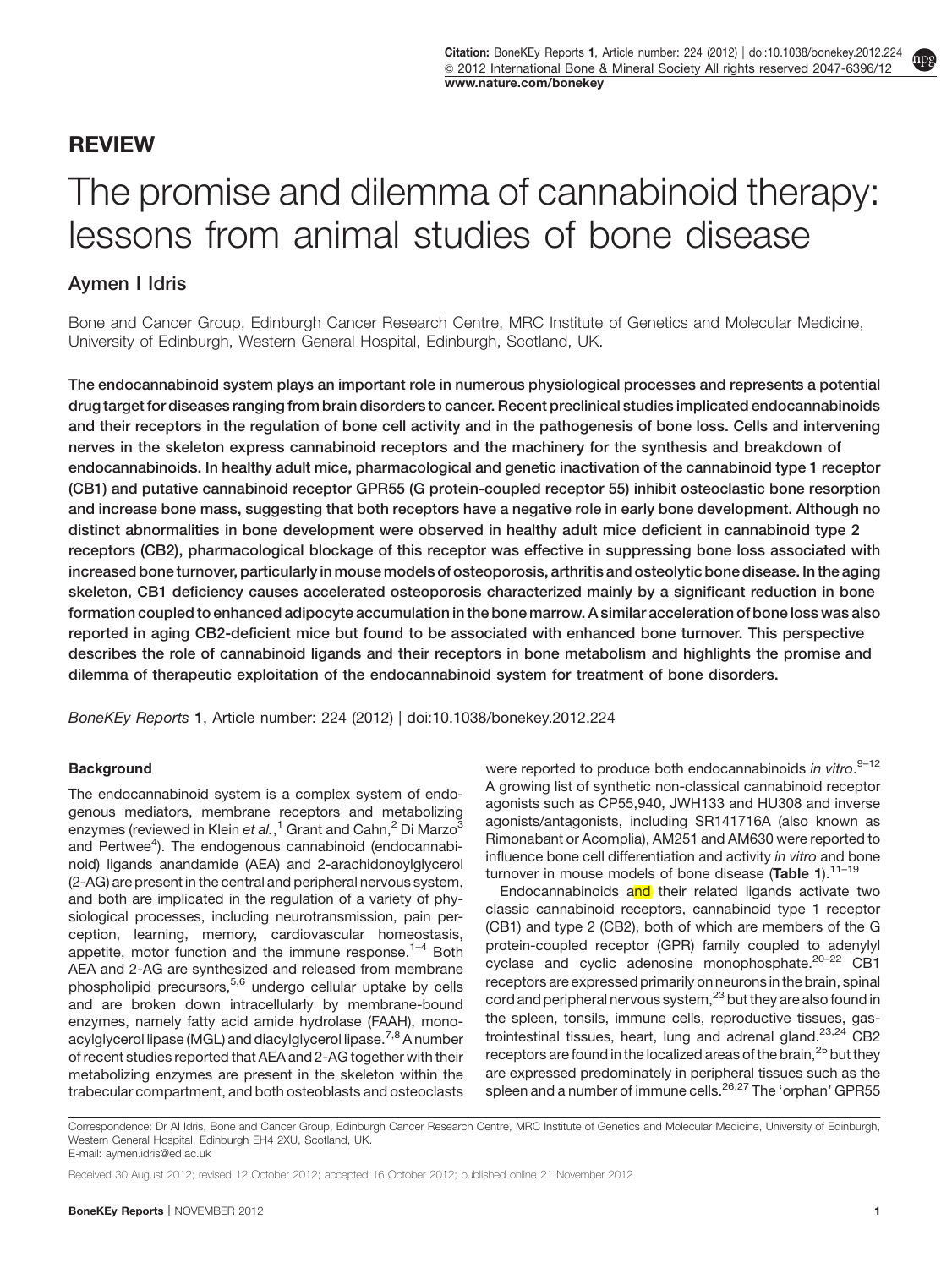## REVIEW

# The promise and dilemma of cannabinoid therapy: lessons from animal studies of bone disease

**Aymen I Idris**

Bone and Cancer Group, Edinburgh Cancer Research Centre, MRC Institute of Genetics and Molecular Medicine, University of Edinburgh, Western General Hospital, Edinburgh, Scotland, UK.

**The endocannabinoid system plays an important role in numerous physiological processes and represents a potential drug target for diseases ranging from brain disorders to cancer. Recent preclinical studies implicated endocannabinoids and their receptors in the regulation of bone cell activity and in the pathogenesis of bone loss. Cells and intervening nerves in the skeleton express cannabinoid receptors and the machinery for the synthesis and breakdown of endocannabinoids. In healthy adult mice, pharmacological and genetic inactivation of the cannabinoid type 1 receptor (CB1) and putative cannabinoid receptor GPR55 (G protein-coupled receptor 55) inhibit osteoclastic bone resorption and increase bone mass, suggesting that both receptors have a negative role in early bone development. Although no distinct abnormalities in bone development were observed in healthy adult mice deficient in cannabinoid type 2 receptors (CB2), pharmacological blockage of this receptor was effective in suppressing bone loss associated with increased bone turnover, particularly in mouse models of osteoporosis, arthritis and osteolytic bone disease. In the aging skeleton, CB1 deficiency causes accelerated osteoporosis characterized mainly by a significant reduction in bone formation coupled to enhanced adipocyte accumulation in the bone marrow. A similar acceleration of bone loss was also reported in aging CB2-deficient mice but found to be associated with enhanced bone turnover. This perspective describes the role of cannabinoid ligands and their receptors in bone metabolism and highlights the promise and dilemma of therapeutic exploitation of the endocannabinoid system for treatment of bone disorders.**

*BoneKEy Reports* **1**, Article number: 224 (2012) | doi:10.1038/bonekey.2012.224

### Background

The endocannabinoid system is a complex system of endogenous mediators, membrane receptors and metabolizing enzymes (reviewed in Klein *et al.*,[1] Grant and Cahn,[2] Di Marzo[3] and Pertwee[4]). The endogenous cannabinoid (endocannabinoid) ligands anandamide (AEA) and 2-arachidonoylglycerol (2-AG) are present in the central and peripheral nervous system, and both are implicated in the regulation of a variety of physiological processes, including neurotransmission, pain perception, learning, memory, cardiovascular homeostasis, appetite, motor function and the immune response.[1–4] Both AEA and 2-AG are synthesized and released from membrane phospholipid precursors,[5,6] undergo cellular uptake by cells and are broken down intracellularly by membrane-bound enzymes, namely fatty acid amide hydrolase (FAAH), monoacylglycerol lipase (MGL) and diacylglycerol lipase.[7,8] A number of recent studies reported that AEA and 2-AG together with their metabolizing enzymes are present in the skeleton within the trabecular compartment, and both osteoblasts and osteoclasts were reported to produce both endocannabinoids *in vitro*.[9–12] A growing list of synthetic non-classical cannabinoid receptor agonists such as CP55,940, JWH133 and HU308 and inverse agonists/antagonists, including SR141716A (also known as Rimonabant or Acomplia), AM251 and AM630 were reported to influence bone cell differentiation and activity *in vitro* and bone turnover in mouse models of bone disease (**Table 1**).[11–19]

Endocannabinoids and their related ligands activate two classic cannabinoid receptors, cannabinoid type 1 receptor (CB1) and type 2 (CB2), both of which are members of the G protein-coupled receptor (GPR) family coupled to adenylyl cyclase and cyclic adenosine monophosphate.[20–22] CB1 receptors are expressed primarily on neurons in the brain, spinal cord and peripheral nervous system,[23] but they are also found in the spleen, tonsils, immune cells, reproductive tissues, gastrointestinal tissues, heart, lung and adrenal gland.[23,24] CB2 receptors are found in the localized areas of the brain,[25] but they are expressed predominately in peripheral tissues such as the spleen and a number of immune cells.[26,27] The 'orphan' GPR55

Correspondence: Dr AI Idris, Bone and Cancer Group, Edinburgh Cancer Research Centre, MRC Institute of Genetics and Molecular Medicine, University of Edinburgh, Western General Hospital, Edinburgh EH4 2XU, Scotland, UK.
E-mail: aymen.idris@ed.ac.uk

Received 30 August 2012; revised 12 October 2012; accepted 16 October 2012; published online 21 November 2012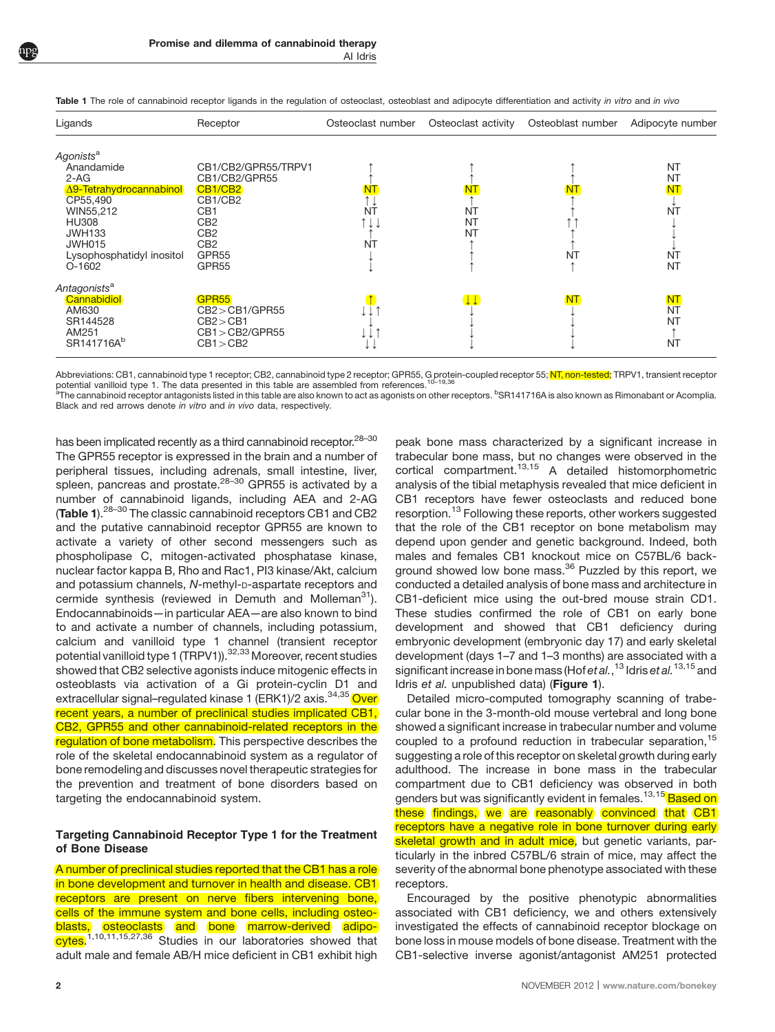**Table 1** The role of cannabinoid receptor ligands in the regulation of osteoclast, osteoblast and adipocyte differentiation and activity *in vitro* and *in vivo*

| Ligands | Receptor | Osteoclast number | Osteoclast activity | Osteoblast number | Adipocyte number |
|---|---|---|---|---|---|
| *Agonists*[a] | | | | | |
| Anandamide | CB1/CB2/GPR55/TRPV1 | ↑ | ↑ | ↑ | NT |
| 2-AG | CB1/CB2/GPR55 | ↑ | ↑ | ↑ | NT |
| Δ9-Tetrahydrocannabinol | CB1/CB2 | NT | NT | NT | NT |
| CP55,490 | CB1/CB2 | ↑↓ | ↑ | ↑ | ↓ |
| WIN55,212 | CB1 | NT | NT | ↑ | NT |
| HU308 | CB2 | ↑↓↓ | NT | ↑↑ | ↓ |
| JWH133 | CB2 | ↑ | NT | ↑ | ↓ |
| JWH015 | CB2 | NT | ↑ | ↑ | ↓ |
| Lysophosphatidyl inositol | GPR55 | ↓ | ↑ | NT | NT |
| O-1602 | GPR55 | ↓ | ↑ | ↑ | NT |
| *Antagonists*[a] | | | | | |
| Cannabidiol | GPR55 | ↑ | ↓↓ | NT | NT |
| AM630 | CB2 > CB1/GPR55 | ↓↓↑ | ↓ | ↓ | NT |
| SR144528 | CB2 > CB1 | ↓ | ↓ | ↓ | NT |
| AM251 | CB1 > CB2/GPR55 | ↓↓↑ | ↓ | ↓ | ↑ |
| SR141716A[b] | CB1 > CB2 | ↓↓ | ↓ | ↓ | NT |

Abbreviations: CB1, cannabinoid type 1 receptor; CB2, cannabinoid type 2 receptor; GPR55, G protein-coupled receptor 55; NT, non-tested; TRPV1, transient receptor potential vanilloid type 1. The data presented in this table are assembled from references.[10–19,36]
[a]The cannabinoid receptor antagonists listed in this table are also known to act as agonists on other receptors. [b]SR141716A is also known as Rimonabant or Acomplia. Black and red arrows denote *in vitro* and *in vivo* data, respectively.

has been implicated recently as a third cannabinoid receptor.[28–30] The GPR55 receptor is expressed in the brain and a number of peripheral tissues, including adrenals, small intestine, liver, spleen, pancreas and prostate.[28–30] GPR55 is activated by a number of cannabinoid ligands, including AEA and 2-AG (**Table 1**).[28–30] The classic cannabinoid receptors CB1 and CB2 and the putative cannabinoid receptor GPR55 are known to activate a variety of other second messengers such as phospholipase C, mitogen-activated phosphatase kinase, nuclear factor kappa B, Rho and Rac1, PI3 kinase/Akt, calcium and potassium channels, *N*-methyl-D-aspartate receptors and cermide synthesis (reviewed in Demuth and Molleman[31]). Endocannabinoids—in particular AEA—are also known to bind to and activate a number of channels, including potassium, calcium and vanilloid type 1 channel (transient receptor potential vanilloid type 1 (TRPV1)).[32,33] Moreover, recent studies showed that CB2 selective agonists induce mitogenic effects in osteoblasts via activation of a Gi protein-cyclin D1 and extracellular signal–regulated kinase 1 (ERK1)/2 axis.[34,35] Over recent years, a number of preclinical studies implicated CB1, CB2, GPR55 and other cannabinoid-related receptors in the regulation of bone metabolism. This perspective describes the role of the skeletal endocannabinoid system as a regulator of bone remodeling and discusses novel therapeutic strategies for the prevention and treatment of bone disorders based on targeting the endocannabinoid system.

## Targeting Cannabinoid Receptor Type 1 for the Treatment of Bone Disease

A number of preclinical studies reported that the CB1 has a role in bone development and turnover in health and disease. CB1 receptors are present on nerve fibers intervening bone, cells of the immune system and bone cells, including osteoblasts, osteoclasts and bone marrow-derived adipocytes.[1,10,11,15,27,36] Studies in our laboratories showed that adult male and female AB/H mice deficient in CB1 exhibit high peak bone mass characterized by a significant increase in trabecular bone mass, but no changes were observed in the cortical compartment.[13,15] A detailed histomorphometric analysis of the tibial metaphysis revealed that mice deficient in CB1 receptors have fewer osteoclasts and reduced bone resorption.[13] Following these reports, other workers suggested that the role of the CB1 receptor on bone metabolism may depend upon gender and genetic background. Indeed, both males and females CB1 knockout mice on C57BL/6 background showed low bone mass.[36] Puzzled by this report, we conducted a detailed analysis of bone mass and architecture in CB1-deficient mice using the out-bred mouse strain CD1. These studies confirmed the role of CB1 on early bone development and showed that CB1 deficiency during embryonic development (embryonic day 17) and early skeletal development (days 1–7 and 1–3 months) are associated with a significant increase in bone mass (Hof *et al.*,[13] Idris *et al.*[13,15] and Idris *et al.* unpublished data) (**Figure 1**).

Detailed micro-computed tomography scanning of trabecular bone in the 3-month-old mouse vertebral and long bone showed a significant increase in trabecular number and volume coupled to a profound reduction in trabecular separation,[15] suggesting a role of this receptor on skeletal growth during early adulthood. The increase in bone mass in the trabecular compartment due to CB1 deficiency was observed in both genders but was significantly evident in females.[13,15] Based on these findings, we are reasonably convinced that CB1 receptors have a negative role in bone turnover during early skeletal growth and in adult mice, but genetic variants, particularly in the inbred C57BL/6 strain of mice, may affect the severity of the abnormal bone phenotype associated with these receptors.

Encouraged by the positive phenotypic abnormalities associated with CB1 deficiency, we and others extensively investigated the effects of cannabinoid receptor blockage on bone loss in mouse models of bone disease. Treatment with the CB1-selective inverse agonist/antagonist AM251 protected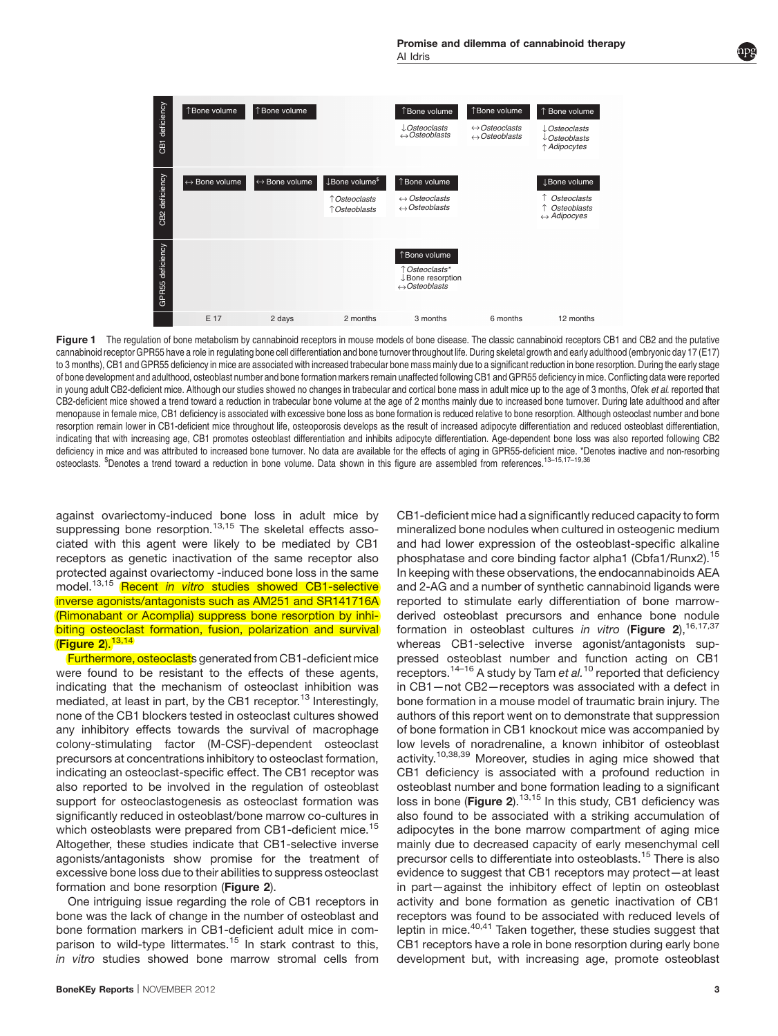| | E 17 | 2 days | 2 months | 3 months | 6 months | 12 months |
|---|---|---|---|---|---|---|
| CB1 deficiency | ↑Bone volume | ↑Bone volume | | ↑Bone volume<br>↓Osteoclasts<br>↔Osteoblasts | ↑Bone volume<br>↔Osteoclasts<br>↔Osteoblasts | ↑ Bone volume<br>↓Osteoclasts<br>↓Osteoblasts<br>↑Adipocytes |
| CB2 deficiency | ↔ Bone volume | ↔ Bone volume | ↓Bone volume[$]<br>↑Osteoclasts<br>↑Osteoblasts | ↑Bone volume<br>↔ Osteoclasts<br>↔Osteoblasts | | ↓Bone volume<br>↑ Osteoclasts<br>↑ Osteoblasts<br>↔ Adipocyes |
| GPR55 deficiency | | | | ↑Bone volume<br>↑Osteoclasts*<br>↓Bone resorption<br>↔Osteoblasts | | |

**Figure 1** The regulation of bone metabolism by cannabinoid receptors in mouse models of bone disease. The classic cannabinoid receptors CB1 and CB2 and the putative cannabinoid receptor GPR55 have a role in regulating bone cell differentiation and bone turnover throughout life. During skeletal growth and early adulthood (embryonic day 17 (E17) to 3 months), CB1 and GPR55 deficiency in mice are associated with increased trabecular bone mass mainly due to a significant reduction in bone resorption. During the early stage of bone development and adulthood, osteoblast number and bone formation markers remain unaffected following CB1 and GPR55 deficiency in mice. Conflicting data were reported in young adult CB2-deficient mice. Although our studies showed no changes in trabecular and cortical bone mass in adult mice up to the age of 3 months, Ofek *et al.* reported that CB2-deficient mice showed a trend toward a reduction in trabecular bone volume at the age of 2 months mainly due to increased bone turnover. During late adulthood and after menopause in female mice, CB1 deficiency is associated with excessive bone loss as bone formation is reduced relative to bone resorption. Although osteoclast number and bone resorption remain lower in CB1-deficient mice throughout life, osteoporosis develops as the result of increased adipocyte differentiation and reduced osteoblast differentiation, indicating that with increasing age, CB1 promotes osteoblast differentiation and inhibits adipocyte differentiation. Age-dependent bone loss was also reported following CB2 deficiency in mice and was attributed to increased bone turnover. No data are available for the effects of aging in GPR55-deficient mice. *Denotes inactive and non-resorbing osteoclasts. [$]Denotes a trend toward a reduction in bone volume. Data shown in this figure are assembled from references.[13–15,17–19,36]

against ovariectomy-induced bone loss in adult mice by suppressing bone resorption.[13,15] The skeletal effects associated with this agent were likely to be mediated by CB1 receptors as genetic inactivation of the same receptor also protected against ovariectomy -induced bone loss in the same model.[13,15] Recent *in vitro* studies showed CB1-selective inverse agonists/antagonists such as AM251 and SR141716A (Rimonabant or Acomplia) suppress bone resorption by inhibiting osteoclast formation, fusion, polarization and survival (**Figure 2**).[13,14]

Furthermore, osteoclasts generated from CB1-deficient mice were found to be resistant to the effects of these agents, indicating that the mechanism of osteoclast inhibition was mediated, at least in part, by the CB1 receptor.[13] Interestingly, none of the CB1 blockers tested in osteoclast cultures showed any inhibitory effects towards the survival of macrophage colony-stimulating factor (M-CSF)-dependent osteoclast precursors at concentrations inhibitory to osteoclast formation, indicating an osteoclast-specific effect. The CB1 receptor was also reported to be involved in the regulation of osteoblast support for osteoclastogenesis as osteoclast formation was significantly reduced in osteoblast/bone marrow co-cultures in which osteoblasts were prepared from CB1-deficient mice.[15] Altogether, these studies indicate that CB1-selective inverse agonists/antagonists show promise for the treatment of excessive bone loss due to their abilities to suppress osteoclast formation and bone resorption (**Figure 2**).

One intriguing issue regarding the role of CB1 receptors in bone was the lack of change in the number of osteoblast and bone formation markers in CB1-deficient adult mice in comparison to wild-type littermates.[15] In stark contrast to this, *in vitro* studies showed bone marrow stromal cells from CB1-deficient mice had a significantly reduced capacity to form mineralized bone nodules when cultured in osteogenic medium and had lower expression of the osteoblast-specific alkaline phosphatase and core binding factor alpha1 (Cbfa1/Runx2).[15] In keeping with these observations, the endocannabinoids AEA and 2-AG and a number of synthetic cannabinoid ligands were reported to stimulate early differentiation of bone marrow-derived osteoblast precursors and enhance bone nodule formation in osteoblast cultures *in vitro* (**Figure 2**),[16,17,37] whereas CB1-selective inverse agonist/antagonists suppressed osteoblast number and function acting on CB1 receptors.[14–16] A study by Tam *et al.*[10] reported that deficiency in CB1—not CB2—receptors was associated with a defect in bone formation in a mouse model of traumatic brain injury. The authors of this report went on to demonstrate that suppression of bone formation in CB1 knockout mice was accompanied by low levels of noradrenaline, a known inhibitor of osteoblast activity.[10,38,39] Moreover, studies in aging mice showed that CB1 deficiency is associated with a profound reduction in osteoblast number and bone formation leading to a significant loss in bone (**Figure 2**).[13,15] In this study, CB1 deficiency was also found to be associated with a striking accumulation of adipocytes in the bone marrow compartment of aging mice mainly due to decreased capacity of early mesenchymal cell precursor cells to differentiate into osteoblasts.[15] There is also evidence to suggest that CB1 receptors may protect—at least in part—against the inhibitory effect of leptin on osteoblast activity and bone formation as genetic inactivation of CB1 receptors was found to be associated with reduced levels of leptin in mice.[40,41] Taken together, these studies suggest that CB1 receptors have a role in bone resorption during early bone development but, with increasing age, promote osteoblast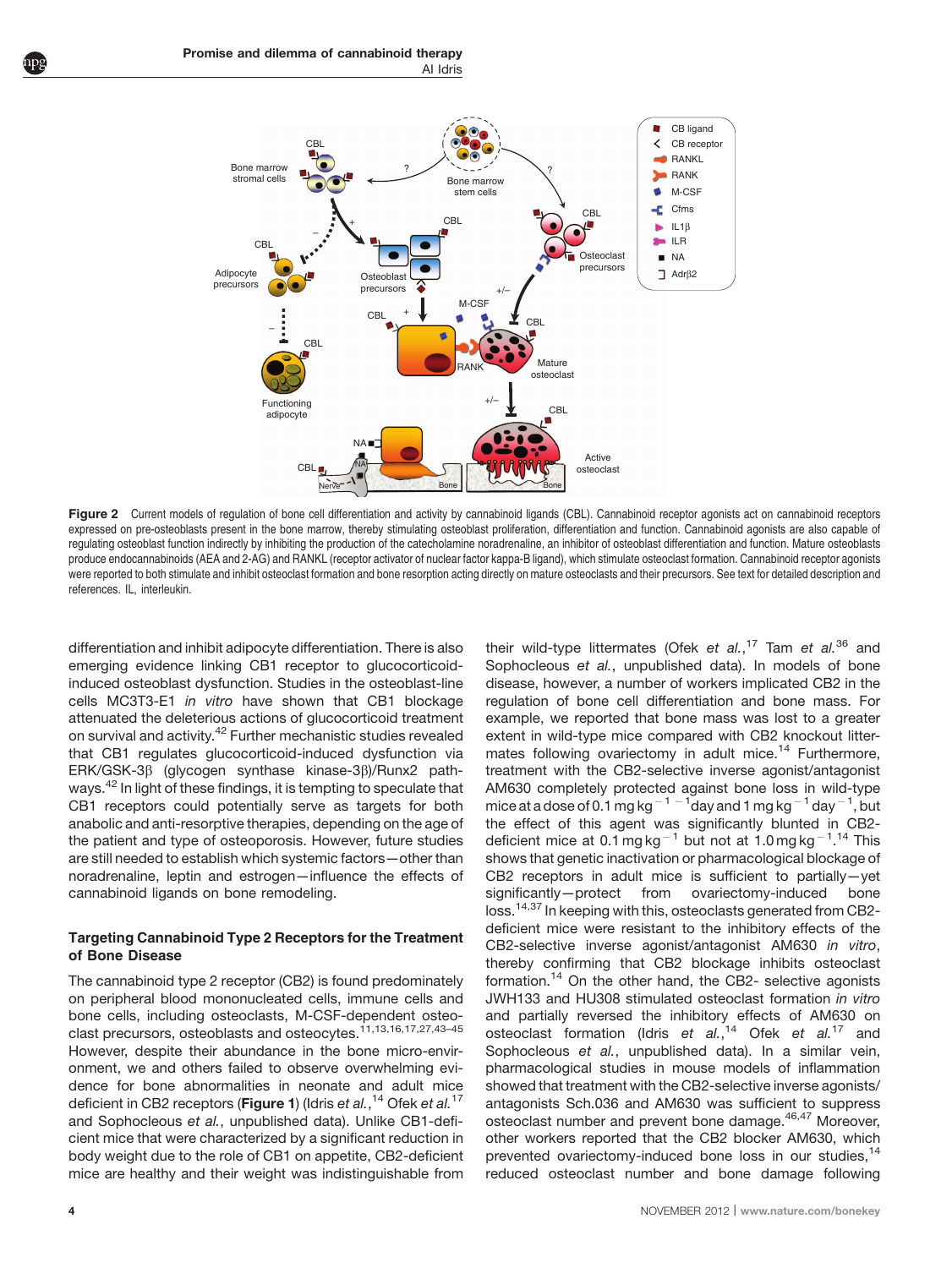**Figure 2** Current models of regulation of bone cell differentiation and activity by cannabinoid ligands (CBL). Cannabinoid receptor agonists act on cannabinoid receptors expressed on pre-osteoblasts present in the bone marrow, thereby stimulating osteoblast proliferation, differentiation and function. Cannabinoid agonists are also capable of regulating osteoblast function indirectly by inhibiting the production of the catecholamine noradrenaline, an inhibitor of osteoblast differentiation and function. Mature osteoblasts produce endocannabinoids (AEA and 2-AG) and RANKL (receptor activator of nuclear factor kappa-B ligand), which stimulate osteoclast formation. Cannabinoid receptor agonists were reported to both stimulate and inhibit osteoclast formation and bone resorption acting directly on mature osteoclasts and their precursors. See text for detailed description and references. IL, interleukin.

differentiation and inhibit adipocyte differentiation. There is also emerging evidence linking CB1 receptor to glucocorticoid-induced osteoblast dysfunction. Studies in the osteoblast-line cells MC3T3-E1 *in vitro* have shown that CB1 blockage attenuated the deleterious actions of glucocorticoid treatment on survival and activity.[42] Further mechanistic studies revealed that CB1 regulates glucocorticoid-induced dysfunction via ERK/GSK-3β (glycogen synthase kinase-3β)/Runx2 pathways.[42] In light of these findings, it is tempting to speculate that CB1 receptors could potentially serve as targets for both anabolic and anti-resorptive therapies, depending on the age of the patient and type of osteoporosis. However, future studies are still needed to establish which systemic factors—other than noradrenaline, leptin and estrogen—influence the effects of cannabinoid ligands on bone remodeling.

### Targeting Cannabinoid Type 2 Receptors for the Treatment of Bone Disease

The cannabinoid type 2 receptor (CB2) is found predominately on peripheral blood mononucleated cells, immune cells and bone cells, including osteoclasts, M-CSF-dependent osteoclast precursors, osteoblasts and osteocytes.[11,13,16,17,27,43–45] However, despite their abundance in the bone micro-environment, we and others failed to observe overwhelming evidence for bone abnormalities in neonate and adult mice deficient in CB2 receptors (**Figure 1**) (Idris *et al.*,[14] Ofek *et al.*[17] and Sophocleous *et al.*, unpublished data). Unlike CB1-deficient mice that were characterized by a significant reduction in body weight due to the role of CB1 on appetite, CB2-deficient mice are healthy and their weight was indistinguishable from their wild-type littermates (Ofek *et al.*,[17] Tam *et al.*[36] and Sophocleous *et al.*, unpublished data). In models of bone disease, however, a number of workers implicated CB2 in the regulation of bone cell differentiation and bone mass. For example, we reported that bone mass was lost to a greater extent in wild-type mice compared with CB2 knockout littermates following ovariectomy in adult mice.[14] Furthermore, treatment with the CB2-selective inverse agonist/antagonist AM630 completely protected against bone loss in wild-type mice at a dose of $0.1\,mg\,kg^{-1}\,^{-1}$day and $1\,mg\,kg^{-1}\,day^{-1}$, but the effect of this agent was significantly blunted in CB2-deficient mice at $0.1\,mg\,kg^{-1}$ but not at $1.0\,mg\,kg^{-1}$.[14] This shows that genetic inactivation or pharmacological blockage of CB2 receptors in adult mice is sufficient to partially—yet significantly—protect from ovariectomy-induced bone loss.[14,37] In keeping with this, osteoclasts generated from CB2-deficient mice were resistant to the inhibitory effects of the CB2-selective inverse agonist/antagonist AM630 *in vitro*, thereby confirming that CB2 blockage inhibits osteoclast formation.[14] On the other hand, the CB2- selective agonists JWH133 and HU308 stimulated osteoclast formation *in vitro* and partially reversed the inhibitory effects of AM630 on osteoclast formation (Idris *et al.*,[14] Ofek *et al.*[17] and Sophocleous *et al.*, unpublished data). In a similar vein, pharmacological studies in mouse models of inflammation showed that treatment with the CB2-selective inverse agonists/antagonists Sch.036 and AM630 was sufficient to suppress osteoclast number and prevent bone damage.[46,47] Moreover, other workers reported that the CB2 blocker AM630, which prevented ovariectomy-induced bone loss in our studies,[14] reduced osteoclast number and bone damage following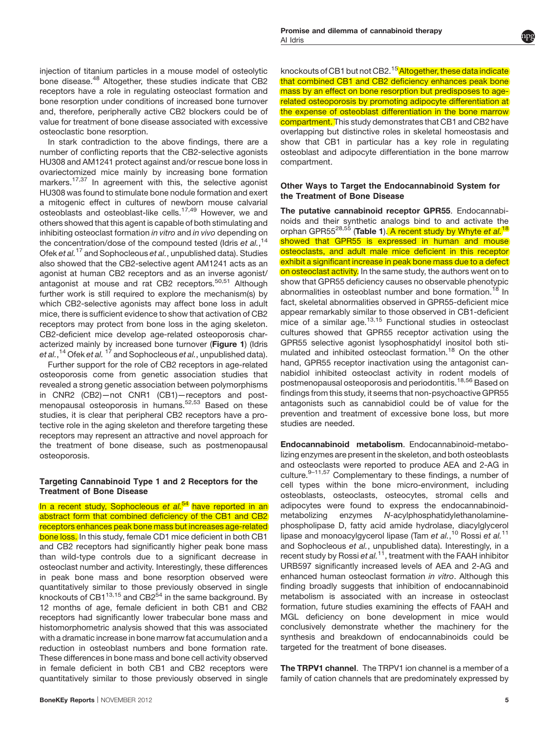injection of titanium particles in a mouse model of osteolytic bone disease.[48] Altogether, these studies indicate that CB2 receptors have a role in regulating osteoclast formation and bone resorption under conditions of increased bone turnover and, therefore, peripherally active CB2 blockers could be of value for treatment of bone disease associated with excessive osteoclastic bone resorption.

In stark contradiction to the above findings, there are a number of conflicting reports that the CB2-selective agonists HU308 and AM1241 protect against and/or rescue bone loss in ovariectomized mice mainly by increasing bone formation markers.[17,37] In agreement with this, the selective agonist HU308 was found to stimulate bone nodule formation and exert a mitogenic effect in cultures of newborn mouse calvarial osteoblasts and osteoblast-like cells.[17,49] However, we and others showed that this agent is capable of both stimulating and inhibiting osteoclast formation *in vitro* and *in vivo* depending on the concentration/dose of the compound tested (Idris *et al.*,[14] Ofek *et al.*[17] and Sophocleous *et al.*, unpublished data). Studies also showed that the CB2-selective agent AM1241 acts as an agonist at human CB2 receptors and as an inverse agonist/antagonist at mouse and rat CB2 receptors.[50,51] Although further work is still required to explore the mechanism(s) by which CB2-selective agonists may affect bone loss in adult mice, there is sufficient evidence to show that activation of CB2 receptors may protect from bone loss in the aging skeleton. CB2-deficient mice develop age-related osteoporosis characterized mainly by increased bone turnover (**Figure 1**) (Idris *et al.*,[14] Ofek *et al.*[17] and Sophocleous *et al.*, unpublished data).

Further support for the role of CB2 receptors in age-related osteoporosis come from genetic association studies that revealed a strong genetic association between polymorphisms in CNR2 (CB2)—not CNR1 (CB1)—receptors and postmenopausal osteoporosis in humans.[52,53] Based on these studies, it is clear that peripheral CB2 receptors have a protective role in the aging skeleton and therefore targeting these receptors may represent an attractive and novel approach for the treatment of bone disease, such as postmenopausal osteoporosis.

### Targeting Cannabinoid Type 1 and 2 Receptors for the Treatment of Bone Disease

In a recent study, Sophocleous *et al.*[54] have reported in an abstract form that combined deficiency of the CB1 and CB2 receptors enhances peak bone mass but increases age-related bone loss. In this study, female CD1 mice deficient in both CB1 and CB2 receptors had significantly higher peak bone mass than wild-type controls due to a significant decrease in osteoclast number and activity. Interestingly, these differences in peak bone mass and bone resorption observed were quantitatively similar to those previously observed in single knockouts of CB1[13,15] and CB2[54] in the same background. By 12 months of age, female deficient in both CB1 and CB2 receptors had significantly lower trabecular bone mass and histomorphometric analysis showed that this was associated with a dramatic increase in bone marrow fat accumulation and a reduction in osteoblast numbers and bone formation rate. These differences in bone mass and bone cell activity observed in female deficient in both CB1 and CB2 receptors were quantitatively similar to those previously observed in single knockouts of CB1 but not CB2.[15] Altogether, these data indicate that combined CB1 and CB2 deficiency enhances peak bone mass by an effect on bone resorption but predisposes to age-related osteoporosis by promoting adipocyte differentiation at the expense of osteoblast differentiation in the bone marrow compartment. This study demonstrates that CB1 and CB2 have overlapping but distinctive roles in skeletal homeostasis and show that CB1 in particular has a key role in regulating osteoblast and adipocyte differentiation in the bone marrow compartment.

### Other Ways to Target the Endocannabinoid System for the Treatment of Bone Disease

**The putative cannabinoid receptor GPR55**. Endocannabinoids and their synthetic analogs bind to and activate the orphan GPR55[28,55] (**Table 1**). A recent study by Whyte *et al.*[18] showed that GPR55 is expressed in human and mouse osteoclasts, and adult male mice deficient in this receptor exhibit a significant increase in peak bone mass due to a defect on osteoclast activity. In the same study, the authors went on to show that GPR55 deficiency causes no observable phenotypic abnormalities in osteoblast number and bone formation.[18] In fact, skeletal abnormalities observed in GPR55-deficient mice appear remarkably similar to those observed in CB1-deficient mice of a similar age.[13,15] Functional studies in osteoclast cultures showed that GPR55 receptor activation using the GPR55 selective agonist lysophosphatidyl inositol both stimulated and inhibited osteoclast formation.[18] On the other hand, GPR55 receptor inactivation using the antagonist cannabidiol inhibited osteoclast activity in rodent models of postmenopausal osteoporosis and periodontitis.[18,56] Based on findings from this study, it seems that non-psychoactive GPR55 antagonists such as cannabidiol could be of value for the prevention and treatment of excessive bone loss, but more studies are needed.

**Endocannabinoid metabolism**. Endocannabinoid-metabolizing enzymes are present in the skeleton, and both osteoblasts and osteoclasts were reported to produce AEA and 2-AG in culture.[9–11,57] Complementary to these findings, a number of cell types within the bone micro-environment, including osteoblasts, osteoclasts, osteocytes, stromal cells and adipocytes were found to express the endocannabinoid-metabolizing enzymes *N*-acylphosphatidylethanolamine-phospholipase D, fatty acid amide hydrolase, diacylglycerol lipase and monoacylglycerol lipase (Tam *et al.*,[10] Rossi *et al.*[11] and Sophocleous *et al.*, unpublished data). Interestingly, in a recent study by Rossi *et al.*[11], treatment with the FAAH inhibitor URB597 significantly increased levels of AEA and 2-AG and enhanced human osteoclast formation *in vitro*. Although this finding broadly suggests that inhibition of endocannabinoid metabolism is associated with an increase in osteoclast formation, future studies examining the effects of FAAH and MGL deficiency on bone development in mice would conclusively demonstrate whether the machinery for the synthesis and breakdown of endocannabinoids could be targeted for the treatment of bone diseases.

**The TRPV1 channel**. The TRPV1 ion channel is a member of a family of cation channels that are predominately expressed by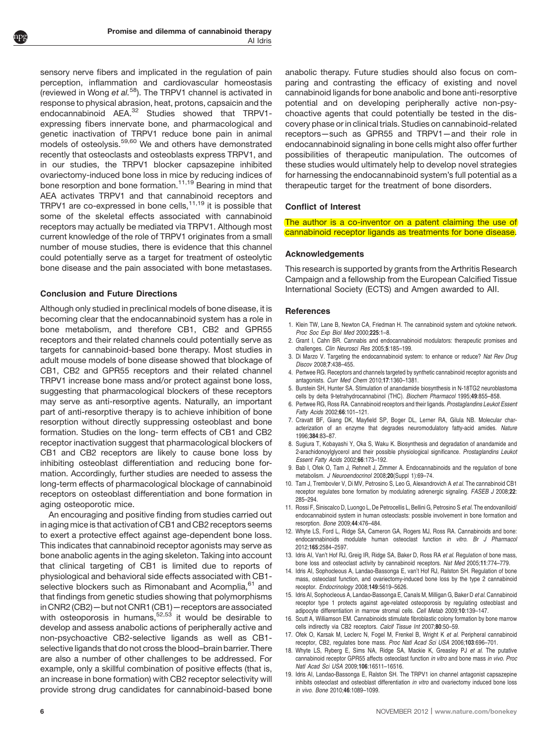sensory nerve fibers and implicated in the regulation of pain perception, inflammation and cardiovascular homeostasis (reviewed in Wong *et al.*[58]). The TRPV1 channel is activated in response to physical abrasion, heat, protons, capsaicin and the endocannabinoid AEA.[32] Studies showed that TRPV1-expressing fibers innervate bone, and pharmacological and genetic inactivation of TRPV1 reduce bone pain in animal models of osteolysis.[59,60] We and others have demonstrated recently that osteoclasts and osteoblasts express TRPV1, and in our studies, the TRPV1 blocker capsazepine inhibited ovariectomy-induced bone loss in mice by reducing indices of bone resorption and bone formation.[11,19] Bearing in mind that AEA activates TRPV1 and that cannabinoid receptors and TRPV1 are co-expressed in bone cells,[11,19] it is possible that some of the skeletal effects associated with cannabinoid receptors may actually be mediated via TRPV1. Although most current knowledge of the role of TRPV1 originates from a small number of mouse studies, there is evidence that this channel could potentially serve as a target for treatment of osteolytic bone disease and the pain associated with bone metastases.

## Conclusion and Future Directions

Although only studied in preclinical models of bone disease, it is becoming clear that the endocannabinoid system has a role in bone metabolism, and therefore CB1, CB2 and GPR55 receptors and their related channels could potentially serve as targets for cannabinoid-based bone therapy. Most studies in adult mouse models of bone disease showed that blockage of CB1, CB2 and GPR55 receptors and their related channel TRPV1 increase bone mass and/or protect against bone loss, suggesting that pharmacological blockers of these receptors may serve as anti-resorptive agents. Naturally, an important part of anti-resorptive therapy is to achieve inhibition of bone resorption without directly suppressing osteoblast and bone formation. Studies on the long- term effects of CB1 and CB2 receptor inactivation suggest that pharmacological blockers of CB1 and CB2 receptors are likely to cause bone loss by inhibiting osteoblast differentiation and reducing bone formation. Accordingly, further studies are needed to assess the long-term effects of pharmacological blockage of cannabinoid receptors on osteoblast differentiation and bone formation in aging osteoporotic mice.

An encouraging and positive finding from studies carried out in aging mice is that activation of CB1 and CB2 receptors seems to exert a protective effect against age-dependent bone loss. This indicates that cannabinoid receptor agonists may serve as bone anabolic agents in the aging skeleton. Taking into account that clinical targeting of CB1 is limited due to reports of physiological and behavioral side effects associated with CB1-selective blockers such as Rimonabant and Acomplia,[61] and that findings from genetic studies showing that polymorphisms in CNR2 (CB2)—but not CNR1 (CB1)—receptors are associated with osteoporosis in humans,[52,53] it would be desirable to develop and assess anabolic actions of peripherally active and non-psychoactive CB2-selective ligands as well as CB1-selective ligands that do not cross the blood–brain barrier. There are also a number of other challenges to be addressed. For example, only a skillful combination of positive effects (that is, an increase in bone formation) with CB2 receptor selectivity will provide strong drug candidates for cannabinoid-based bone anabolic therapy. Future studies should also focus on comparing and contrasting the efficacy of existing and novel cannabinoid ligands for bone anabolic and bone anti-resorptive potential and on developing peripherally active non-psychoactive agents that could potentially be tested in the discovery phase or in clinical trials. Studies on cannabinoid-related receptors—such as GPR55 and TRPV1—and their role in endocannabinoid signaling in bone cells might also offer further possibilities of therapeutic manipulation. The outcomes of these studies would ultimately help to develop novel strategies for harnessing the endocannabinoid system's full potential as a therapeutic target for the treatment of bone disorders.

## Conflict of Interest

The author is a co-inventor on a patent claiming the use of cannabinoid receptor ligands as treatments for bone disease.

## Acknowledgements

This research is supported by grants from the Arthritis Research Campaign and a fellowship from the European Calcified Tissue International Society (ECTS) and Amgen awarded to AII.

## References

1. Klein TW, Lane B, Newton CA, Friedman H. The cannabinoid system and cytokine network. *Proc Soc Exp Biol Med* 2000;**225**:1–8.
2. Grant I, Cahn BR. Cannabis and endocannabinoid modulators: therapeutic promises and challenges. *Clin Neurosci Res* 2005;**5**:185–199.
3. Di Marzo V. Targeting the endocannabinoid system: to enhance or reduce? *Nat Rev Drug Discov* 2008;**7**:438–455.
4. Pertwee RG. Receptors and channels targeted by synthetic cannabinoid receptor agonists and antagonists. *Curr Med Chem* 2010;**17**:1360–1381.
5. Burstein SH, Hunter SA. Stimulation of anandamide biosynthesis in N-18TG2 neuroblastoma cells by delta 9-tetrahydrocannabinol (THC). *Biochem Pharmacol* 1995;**49**:855–858.
6. Pertwee RG, Ross RA. Cannabinoid receptors and their ligands. *Prostaglandins Leukot Essent Fatty Acids* 2002;**66**:101–121.
7. Cravatt BF, Giang DK, Mayfield SP, Boger DL, Lerner RA, Gilula NB. Molecular characterization of an enzyme that degrades neuromodulatory fatty-acid amides. *Nature* 1996;**384**:83–87.
8. Sugiura T, Kobayashi Y, Oka S, Waku K. Biosynthesis and degradation of anandamide and 2-arachidonoylglycerol and their possible physiological significance. *Prostaglandins Leukot Essent Fatty Acids* 2002;**66**:173–192.
9. Bab I, Ofek O, Tam J, Rehnelt J, Zimmer A. Endocannabinoids and the regulation of bone metabolism. *J Neuroendocrinol* 2008;**20**(Suppl 1):69–74.
10. Tam J, Trembovler V, Di MV, Petrosino S, Leo G, Alexandrovich A *et al.* The cannabinoid CB1 receptor regulates bone formation by modulating adrenergic signaling. *FASEB J* 2008;**22**: 285–294.
11. Rossi F, Siniscalco D, Luongo L, De Petrocellis L, Bellini G, Petrosino S *et al.* The endovanilloid/endocannabinoid system in human osteoclasts: possible involvement in bone formation and resorption. *Bone* 2009;**44**:476–484.
12. Whyte LS, Ford L, Ridge SA, Cameron GA, Rogers MJ, Ross RA. Cannabinoids and bone: endocannabinoids modulate human osteoclast function *in vitro*. *Br J Pharmacol* 2012;**165**:2584–2597.
13. Idris AI, Van't Hof RJ, Greig IR, Ridge SA, Baker D, Ross RA *et al.* Regulation of bone mass, bone loss and osteoclast activity by cannabinoid receptors. *Nat Med* 2005;**11**:774–779.
14. Idris AI, Sophocleous A, Landao-Bassonga E, van't Hof RJ, Ralston SH. Regulation of bone mass, osteoclast function, and ovariectomy-induced bone loss by the type 2 cannabinoid receptor. *Endocrinology* 2008;**149**:5619–5626.
15. Idris AI, Sophocleous A, Landao-Bassonga E, Canals M, Milligan G, Baker D *et al.* Cannabinoid receptor type 1 protects against age-related osteoporosis by regulating osteoblast and adipocyte differentiation in marrow stromal cells. *Cell Metab* 2009;**10**:139–147.
16. Scutt A, Williamson EM. Cannabinoids stimulate fibroblastic colony formation by bone marrow cells indirectly via CB2 receptors. *Calcif Tissue Int* 2007;**80**:50–59.
17. Ofek O, Karsak M, Leclerc N, Fogel M, Frenkel B, Wright K *et al.* Peripheral cannabinoid receptor, CB2, regulates bone mass. *Proc Natl Acad Sci USA* 2006;**103**:696–701.
18. Whyte LS, Ryberg E, Sims NA, Ridge SA, Mackie K, Greasley PJ *et al.* The putative cannabinoid receptor GPR55 affects osteoclast function *in vitro* and bone mass *in vivo*. *Proc Natl Acad Sci USA* 2009;**106**:16511–16516.
19. Idris AI, Landao-Bassonga E, Ralston SH. The TRPV1 ion channel antagonist capsazepine inhibits osteoclast and osteoblast differentiation *in vitro* and ovariectomy induced bone loss *in vivo*. *Bone* 2010;**46**:1089–1099.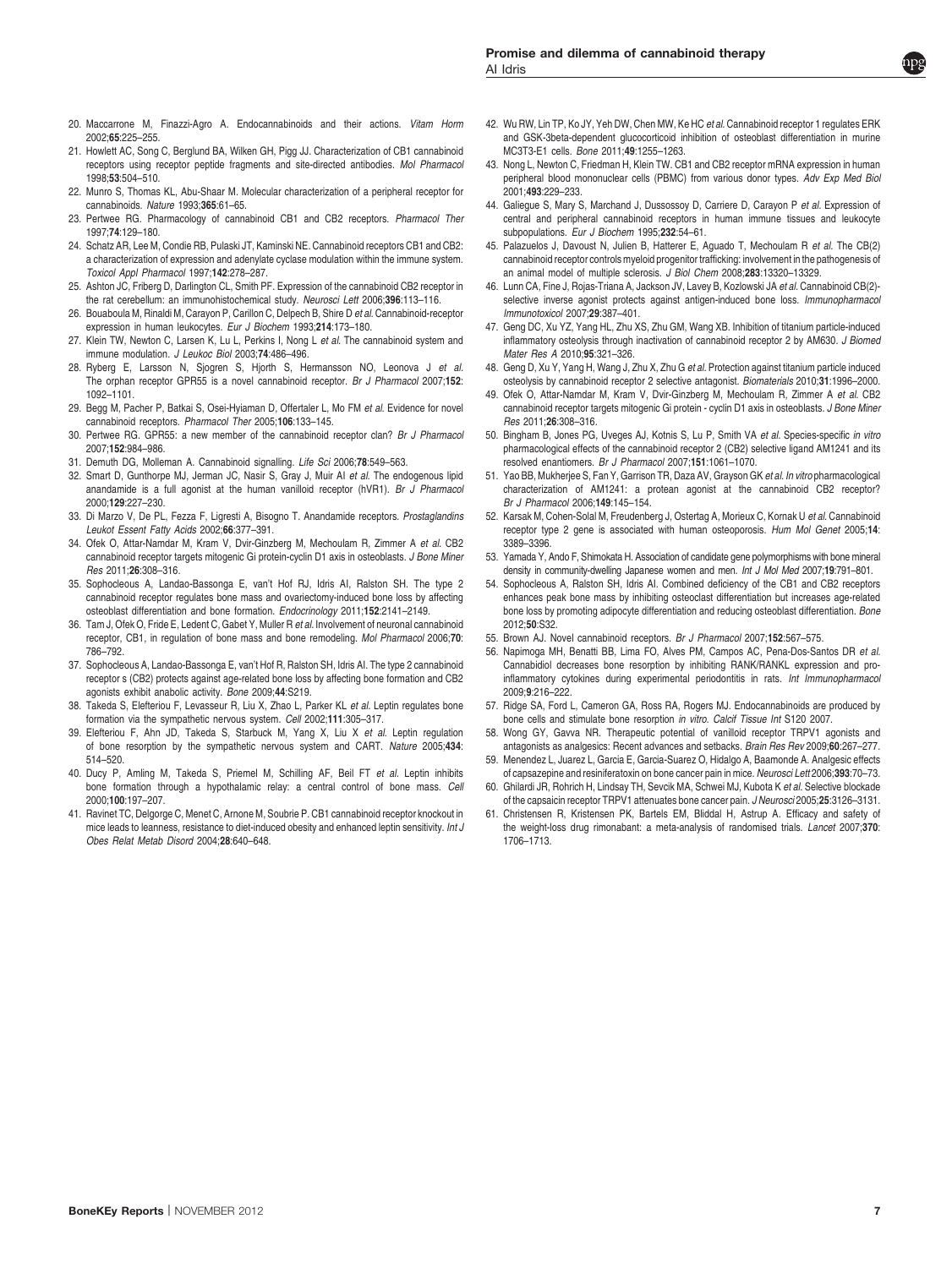20. Maccarrone M, Finazzi-Agro A. Endocannabinoids and their actions. *Vitam Horm* 2002;**65**:225–255.
21. Howlett AC, Song C, Berglund BA, Wilken GH, Pigg JJ. Characterization of CB1 cannabinoid receptors using receptor peptide fragments and site-directed antibodies. *Mol Pharmacol* 1998;**53**:504–510.
22. Munro S, Thomas KL, Abu-Shaar M. Molecular characterization of a peripheral receptor for cannabinoids. *Nature* 1993;**365**:61–65.
23. Pertwee RG. Pharmacology of cannabinoid CB1 and CB2 receptors. *Pharmacol Ther* 1997;**74**:129–180.
24. Schatz AR, Lee M, Condie RB, Pulaski JT, Kaminski NE. Cannabinoid receptors CB1 and CB2: a characterization of expression and adenylate cyclase modulation within the immune system. *Toxicol Appl Pharmacol* 1997;**142**:278–287.
25. Ashton JC, Friberg D, Darlington CL, Smith PF. Expression of the cannabinoid CB2 receptor in the rat cerebellum: an immunohistochemical study. *Neurosci Lett* 2006;**396**:113–116.
26. Bouaboula M, Rinaldi M, Carayon P, Carillon C, Delpech B, Shire D *et al.* Cannabinoid-receptor expression in human leukocytes. *Eur J Biochem* 1993;**214**:173–180.
27. Klein TW, Newton C, Larsen K, Lu L, Perkins I, Nong L *et al.* The cannabinoid system and immune modulation. *J Leukoc Biol* 2003;**74**:486–496.
28. Ryberg E, Larsson N, Sjogren S, Hjorth S, Hermansson NO, Leonova J *et al.* The orphan receptor GPR55 is a novel cannabinoid receptor. *Br J Pharmacol* 2007;**152**: 1092–1101.
29. Begg M, Pacher P, Batkai S, Osei-Hyiaman D, Offertaler L, Mo FM *et al.* Evidence for novel cannabinoid receptors. *Pharmacol Ther* 2005;**106**:133–145.
30. Pertwee RG. GPR55: a new member of the cannabinoid receptor clan? *Br J Pharmacol* 2007;**152**:984–986.
31. Demuth DG, Molleman A. Cannabinoid signalling. *Life Sci* 2006;**78**:549–563.
32. Smart D, Gunthorpe MJ, Jerman JC, Nasir S, Gray J, Muir AI *et al.* The endogenous lipid anandamide is a full agonist at the human vanilloid receptor (hVR1). *Br J Pharmacol* 2000;**129**:227–230.
33. Di Marzo V, De PL, Fezza F, Ligresti A, Bisogno T. Anandamide receptors. *Prostaglandins Leukot Essent Fatty Acids* 2002;**66**:377–391.
34. Ofek O, Attar-Namdar M, Kram V, Dvir-Ginzberg M, Mechoulam R, Zimmer A *et al.* CB2 cannabinoid receptor targets mitogenic Gi protein-cyclin D1 axis in osteoblasts. *J Bone Miner Res* 2011;**26**:308–316.
35. Sophocleous A, Landao-Bassonga E, van't Hof RJ, Idris AI, Ralston SH. The type 2 cannabinoid receptor regulates bone mass and ovariectomy-induced bone loss by affecting osteoblast differentiation and bone formation. *Endocrinology* 2011;**152**:2141–2149.
36. Tam J, Ofek O, Fride E, Ledent C, Gabet Y, Muller R *et al.* Involvement of neuronal cannabinoid receptor, CB1, in regulation of bone mass and bone remodeling. *Mol Pharmacol* 2006;**70**: 786–792.
37. Sophocleous A, Landao-Bassonga E, van't Hof R, Ralston SH, Idris AI. The type 2 cannabinoid receptor s (CB2) protects against age-related bone loss by affecting bone formation and CB2 agonists exhibit anabolic activity. *Bone* 2009;**44**:S219.
38. Takeda S, Elefteriou F, Levasseur R, Liu X, Zhao L, Parker KL *et al.* Leptin regulates bone formation via the sympathetic nervous system. *Cell* 2002;**111**:305–317.
39. Elefteriou F, Ahn JD, Takeda S, Starbuck M, Yang X, Liu X *et al.* Leptin regulation of bone resorption by the sympathetic nervous system and CART. *Nature* 2005;**434**: 514–520.
40. Ducy P, Amling M, Takeda S, Priemel M, Schilling AF, Beil FT *et al.* Leptin inhibits bone formation through a hypothalamic relay: a central control of bone mass. *Cell* 2000;**100**:197–207.
41. Ravinet TC, Delgorge C, Menet C, Arnone M, Soubrie P. CB1 cannabinoid receptor knockout in mice leads to leanness, resistance to diet-induced obesity and enhanced leptin sensitivity. *Int J Obes Relat Metab Disord* 2004;**28**:640–648.
42. Wu RW, Lin TP, Ko JY, Yeh DW, Chen MW, Ke HC *et al.* Cannabinoid receptor 1 regulates ERK and GSK-3beta-dependent glucocorticoid inhibition of osteoblast differentiation in murine MC3T3-E1 cells. *Bone* 2011;**49**:1255–1263.
43. Nong L, Newton C, Friedman H, Klein TW. CB1 and CB2 receptor mRNA expression in human peripheral blood mononuclear cells (PBMC) from various donor types. *Adv Exp Med Biol* 2001;**493**:229–233.
44. Galiegue S, Mary S, Marchand J, Dussossoy D, Carriere D, Carayon P *et al.* Expression of central and peripheral cannabinoid receptors in human immune tissues and leukocyte subpopulations. *Eur J Biochem* 1995;**232**:54–61.
45. Palazuelos J, Davoust N, Julien B, Hatterer E, Aguado T, Mechoulam R *et al.* The CB(2) cannabinoid receptor controls myeloid progenitor trafficking: involvement in the pathogenesis of an animal model of multiple sclerosis. *J Biol Chem* 2008;**283**:13320–13329.
46. Lunn CA, Fine J, Rojas-Triana A, Jackson JV, Lavey B, Kozlowski JA *et al.* Cannabinoid CB(2)-selective inverse agonist protects against antigen-induced bone loss. *Immunopharmacol Immunotoxicol* 2007;**29**:387–401.
47. Geng DC, Xu YZ, Yang HL, Zhu XS, Zhu GM, Wang XB. Inhibition of titanium particle-induced inflammatory osteolysis through inactivation of cannabinoid receptor 2 by AM630. *J Biomed Mater Res A* 2010;**95**:321–326.
48. Geng D, Xu Y, Yang H, Wang J, Zhu X, Zhu G *et al.* Protection against titanium particle induced osteolysis by cannabinoid receptor 2 selective antagonist. *Biomaterials* 2010;**31**:1996–2000.
49. Ofek O, Attar-Namdar M, Kram V, Dvir-Ginzberg M, Mechoulam R, Zimmer A *et al.* CB2 cannabinoid receptor targets mitogenic Gi protein - cyclin D1 axis in osteoblasts. *J Bone Miner Res* 2011;**26**:308–316.
50. Bingham B, Jones PG, Uveges AJ, Kotnis S, Lu P, Smith VA *et al.* Species-specific *in vitro* pharmacological effects of the cannabinoid receptor 2 (CB2) selective ligand AM1241 and its resolved enantiomers. *Br J Pharmacol* 2007;**151**:1061–1070.
51. Yao BB, Mukherjee S, Fan Y, Garrison TR, Daza AV, Grayson GK *et al. In vitro* pharmacological characterization of AM1241: a protean agonist at the cannabinoid CB2 receptor? *Br J Pharmacol* 2006;**149**:145–154.
52. Karsak M, Cohen-Solal M, Freudenberg J, Ostertag A, Morieux C, Kornak U *et al.* Cannabinoid receptor type 2 gene is associated with human osteoporosis. *Hum Mol Genet* 2005;**14**: 3389–3396.
53. Yamada Y, Ando F, Shimokata H. Association of candidate gene polymorphisms with bone mineral density in community-dwelling Japanese women and men. *Int J Mol Med* 2007;**19**:791–801.
54. Sophocleous A, Ralston SH, Idris AI. Combined deficiency of the CB1 and CB2 receptors enhances peak bone mass by inhibiting osteoclast differentiation but increases age-related bone loss by promoting adipocyte differentiation and reducing osteoblast differentiation. *Bone* 2012;**50**:S32.
55. Brown AJ. Novel cannabinoid receptors. *Br J Pharmacol* 2007;**152**:567–575.
56. Napimoga MH, Benatti BB, Lima FO, Alves PM, Campos AC, Pena-Dos-Santos DR *et al.* Cannabidiol decreases bone resorption by inhibiting RANK/RANKL expression and pro-inflammatory cytokines during experimental periodontitis in rats. *Int Immunopharmacol* 2009;**9**:216–222.
57. Ridge SA, Ford L, Cameron GA, Ross RA, Rogers MJ. Endocannabinoids are produced by bone cells and stimulate bone resorption *in vitro*. *Calcif Tissue Int* S120 2007.
58. Wong GY, Gavva NR. Therapeutic potential of vanilloid receptor TRPV1 agonists and antagonists as analgesics: Recent advances and setbacks. *Brain Res Rev* 2009;**60**:267–277.
59. Menendez L, Juarez L, Garcia E, Garcia-Suarez O, Hidalgo A, Baamonde A. Analgesic effects of capsazepine and resiniferatoxin on bone cancer pain in mice. *Neurosci Lett* 2006;**393**:70–73.
60. Ghilardi JR, Rohrich H, Lindsay TH, Sevcik MA, Schwei MJ, Kubota K *et al.* Selective blockade of the capsaicin receptor TRPV1 attenuates bone cancer pain. *J Neurosci* 2005;**25**:3126–3131.
61. Christensen R, Kristensen PK, Bartels EM, Bliddal H, Astrup A. Efficacy and safety of the weight-loss drug rimonabant: a meta-analysis of randomised trials. *Lancet* 2007;**370**: 1706–1713.